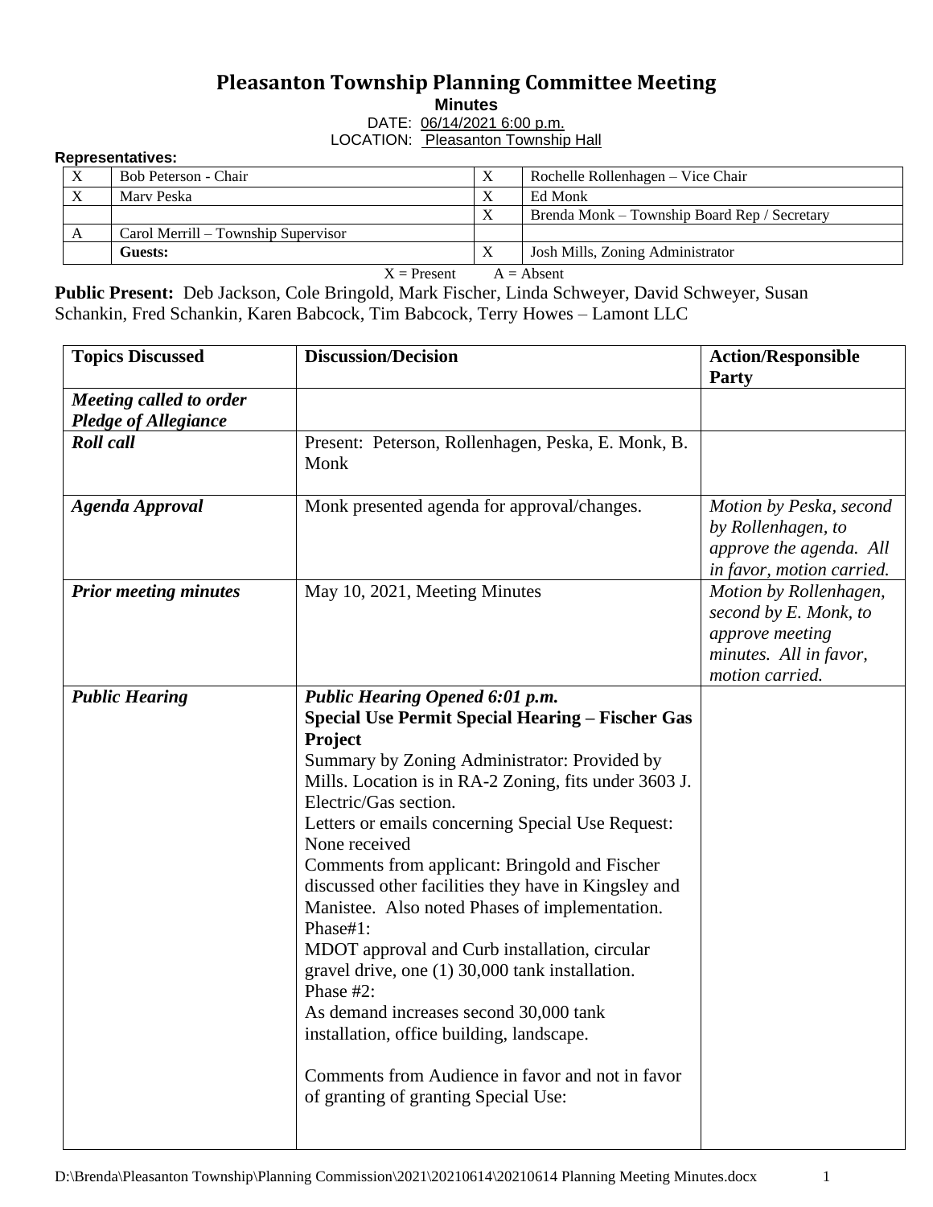# Pleasanton Township Planning Committee Meeting

**Minutes**

DATE: 06/14/2021 6:00 p.m.

LOCATION: Pleasanton Township Hall

**Representatives:**

| | | | |
|---|---|---|---|
| X | Bob Peterson - Chair | X | Rochelle Rollenhagen – Vice Chair |
| X | Marv Peska | X | Ed Monk |
| | | X | Brenda Monk – Township Board Rep / Secretary |
| A | Carol Merrill – Township Supervisor | | |
| | **Guests:** | X | Josh Mills, Zoning Administrator |

X = Present A = Absent

**Public Present:** Deb Jackson, Cole Bringold, Mark Fischer, Linda Schweyer, David Schweyer, Susan Schankin, Fred Schankin, Karen Babcock, Tim Babcock, Terry Howes – Lamont LLC

| Topics Discussed | Discussion/Decision | Action/Responsible Party |
|---|---|---|
| ***Meeting called to order Pledge of Allegiance*** | | |
| ***Roll call*** | Present: Peterson, Rollenhagen, Peska, E. Monk, B. Monk | |
| ***Agenda Approval*** | Monk presented agenda for approval/changes. | *Motion by Peska, second by Rollenhagen, to approve the agenda. All in favor, motion carried.* |
| ***Prior meeting minutes*** | May 10, 2021, Meeting Minutes | *Motion by Rollenhagen, second by E. Monk, to approve meeting minutes. All in favor, motion carried.* |
| ***Public Hearing*** | ***Public Hearing Opened 6:01 p.m.*** <br> **Special Use Permit Special Hearing – Fischer Gas Project** <br> Summary by Zoning Administrator: Provided by Mills. Location is in RA-2 Zoning, fits under 3603 J. Electric/Gas section. <br> Letters or emails concerning Special Use Request: None received <br> Comments from applicant: Bringold and Fischer discussed other facilities they have in Kingsley and Manistee. Also noted Phases of implementation. <br> Phase#1: <br> MDOT approval and Curb installation, circular gravel drive, one (1) 30,000 tank installation. <br> Phase #2: <br> As demand increases second 30,000 tank installation, office building, landscape. <br><br> Comments from Audience in favor and not in favor of granting of granting Special Use: | |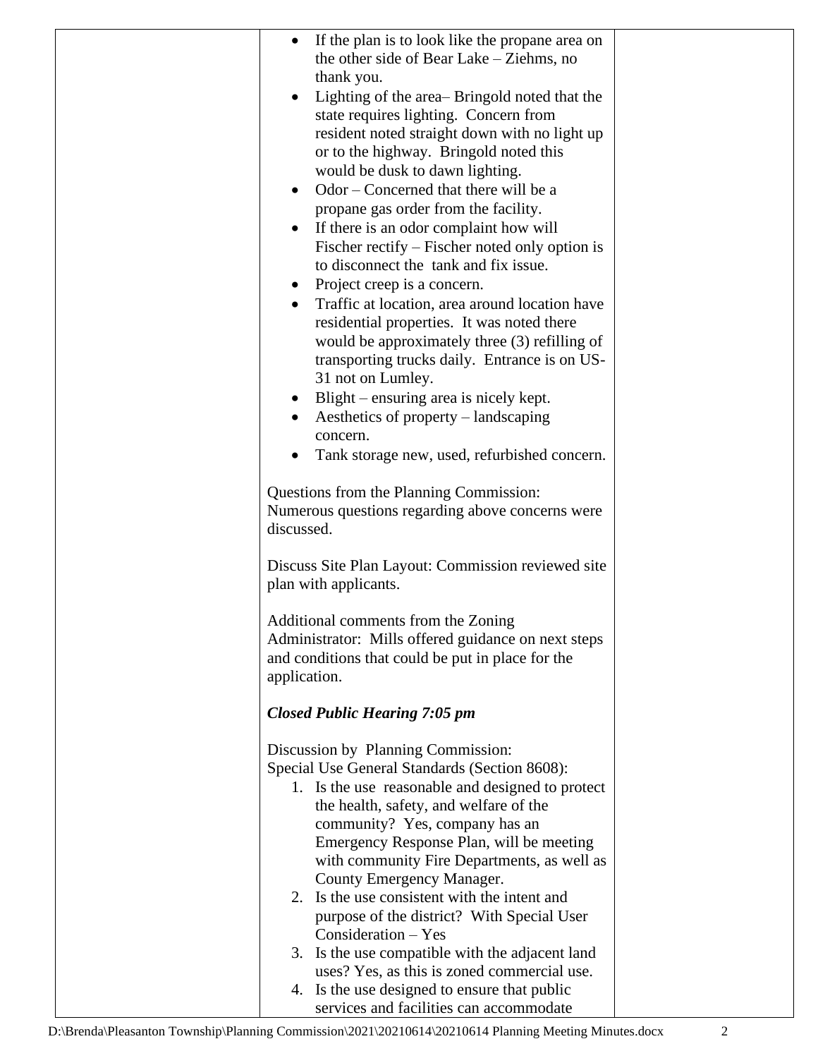- If the plan is to look like the propane area on the other side of Bear Lake – Ziehms, no thank you.
- Lighting of the area– Bringold noted that the state requires lighting. Concern from resident noted straight down with no light up or to the highway. Bringold noted this would be dusk to dawn lighting.
- Odor – Concerned that there will be a propane gas order from the facility.
- If there is an odor complaint how will Fischer rectify – Fischer noted only option is to disconnect the tank and fix issue.
- Project creep is a concern.
- Traffic at location, area around location have residential properties. It was noted there would be approximately three (3) refilling of transporting trucks daily. Entrance is on US-31 not on Lumley.
- Blight – ensuring area is nicely kept.
- Aesthetics of property – landscaping concern.
- Tank storage new, used, refurbished concern.

Questions from the Planning Commission: Numerous questions regarding above concerns were discussed.

Discuss Site Plan Layout: Commission reviewed site plan with applicants.

Additional comments from the Zoning Administrator: Mills offered guidance on next steps and conditions that could be put in place for the application.

***Closed Public Hearing 7:05 pm***

Discussion by Planning Commission:
Special Use General Standards (Section 8608):

1. Is the use reasonable and designed to protect the health, safety, and welfare of the community? Yes, company has an Emergency Response Plan, will be meeting with community Fire Departments, as well as County Emergency Manager.
2. Is the use consistent with the intent and purpose of the district? With Special User Consideration – Yes
3. Is the use compatible with the adjacent land uses? Yes, as this is zoned commercial use.
4. Is the use designed to ensure that public services and facilities can accommodate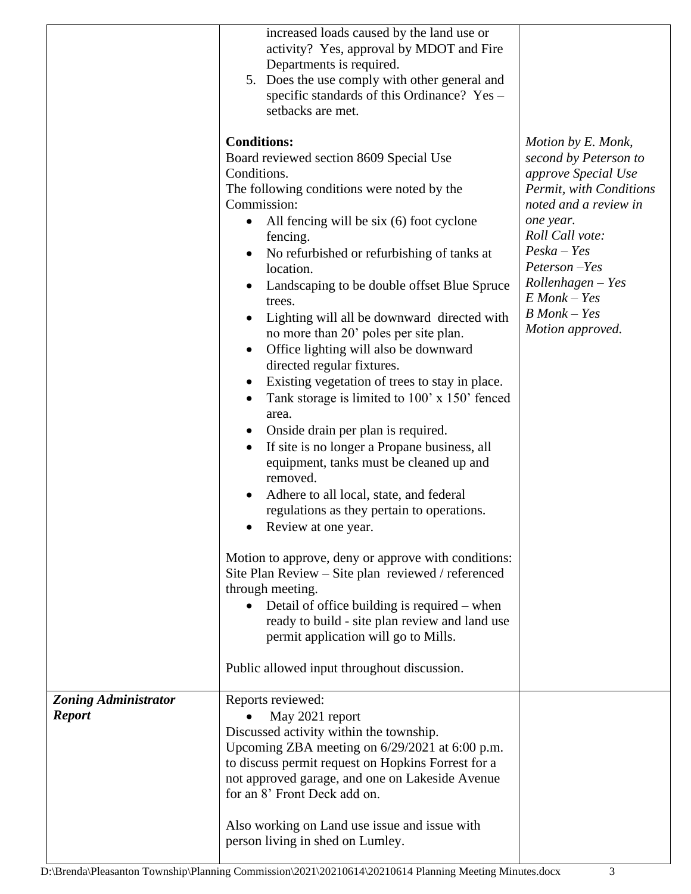| | | |
|---|---|---|
| | increased loads caused by the land use or activity? Yes, approval by MDOT and Fire Departments is required.<br>5. Does the use comply with other general and specific standards of this Ordinance? Yes – setbacks are met.<br><br>**Conditions:**<br>Board reviewed section 8609 Special Use Conditions.<br>The following conditions were noted by the Commission:<br>• All fencing will be six (6) foot cyclone fencing.<br>• No refurbished or refurbishing of tanks at location.<br>• Landscaping to be double offset Blue Spruce trees.<br>• Lighting will all be downward directed with no more than 20' poles per site plan.<br>• Office lighting will also be downward directed regular fixtures.<br>• Existing vegetation of trees to stay in place.<br>• Tank storage is limited to 100' x 150' fenced area.<br>• Onside drain per plan is required.<br>• If site is no longer a Propane business, all equipment, tanks must be cleaned up and removed.<br>• Adhere to all local, state, and federal regulations as they pertain to operations.<br>• Review at one year.<br><br>Motion to approve, deny or approve with conditions: Site Plan Review – Site plan reviewed / referenced through meeting.<br>• Detail of office building is required – when ready to build - site plan review and land use permit application will go to Mills.<br><br>Public allowed input throughout discussion. | *Motion by E. Monk, second by Peterson to approve Special Use Permit, with Conditions noted and a review in one year.*<br>*Roll Call vote:*<br>*Peska – Yes*<br>*Peterson –Yes*<br>*Rollenhagen – Yes*<br>*E Monk – Yes*<br>*B Monk – Yes*<br>*Motion approved.* |
| ***Zoning Administrator Report*** | Reports reviewed:<br>• May 2021 report<br>Discussed activity within the township.<br>Upcoming ZBA meeting on 6/29/2021 at 6:00 p.m. to discuss permit request on Hopkins Forrest for a not approved garage, and one on Lakeside Avenue for an 8' Front Deck add on.<br><br>Also working on Land use issue and issue with person living in shed on Lumley. | |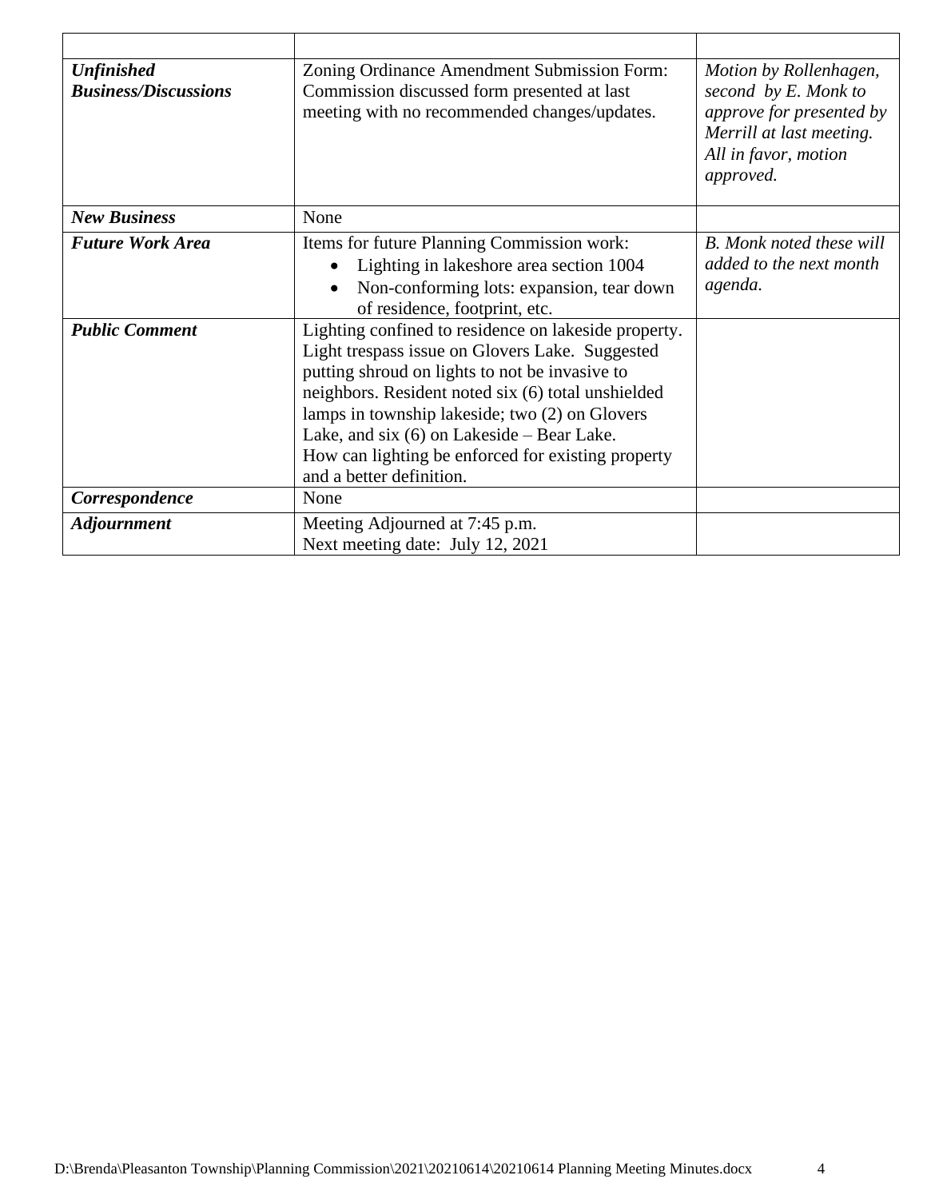| | | |
|---|---|---|
| ***Unfinished Business/Discussions*** | Zoning Ordinance Amendment Submission Form: Commission discussed form presented at last meeting with no recommended changes/updates. | *Motion by Rollenhagen, second by E. Monk to approve for presented by Merrill at last meeting. All in favor, motion approved.* |
| ***New Business*** | None | |
| ***Future Work Area*** | Items for future Planning Commission work:<br>• Lighting in lakeshore area section 1004<br>• Non-conforming lots: expansion, tear down of residence, footprint, etc. | *B. Monk noted these will added to the next month agenda.* |
| ***Public Comment*** | Lighting confined to residence on lakeside property. Light trespass issue on Glovers Lake. Suggested putting shroud on lights to not be invasive to neighbors. Resident noted six (6) total unshielded lamps in township lakeside; two (2) on Glovers Lake, and six (6) on Lakeside – Bear Lake.<br>How can lighting be enforced for existing property and a better definition. | |
| ***Correspondence*** | None | |
| ***Adjournment*** | Meeting Adjourned at 7:45 p.m.<br>Next meeting date: July 12, 2021 | |